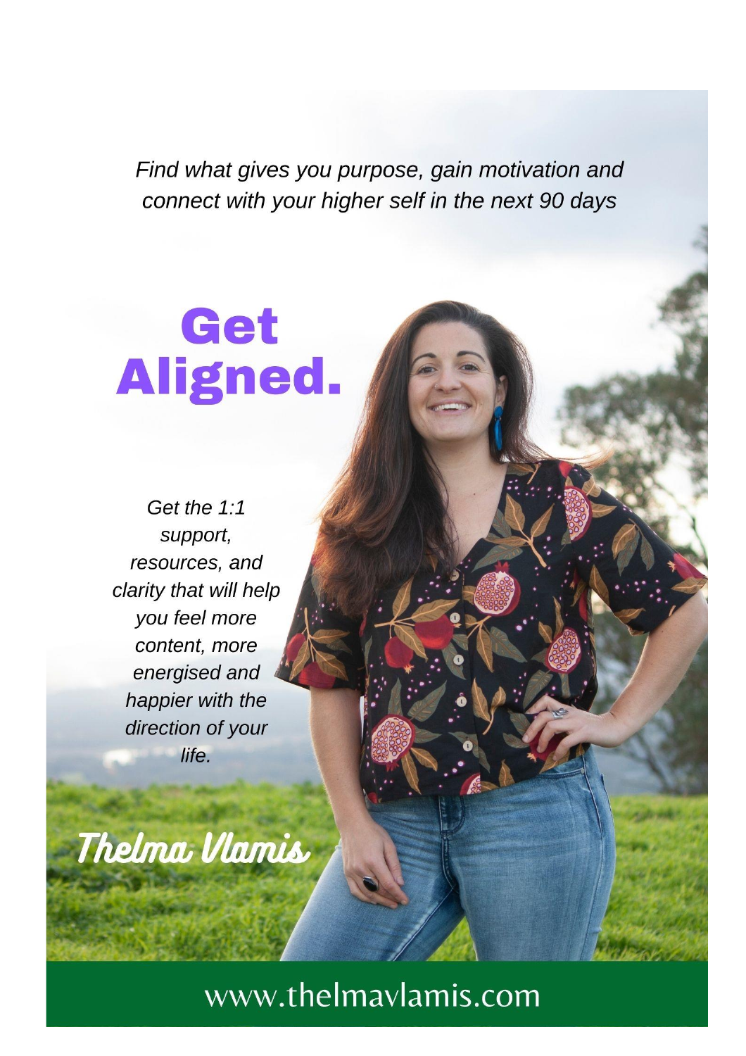*Find what gives you purpose, gain motivation and connect with your higher self in the next 90 days*

# Get Aligned.

*Get the 1:1 support, resources, and clarity that will help you feel more content, more energised and happier with the direction of your life.*

Thelma Vlamis

www.thelmavlamis.com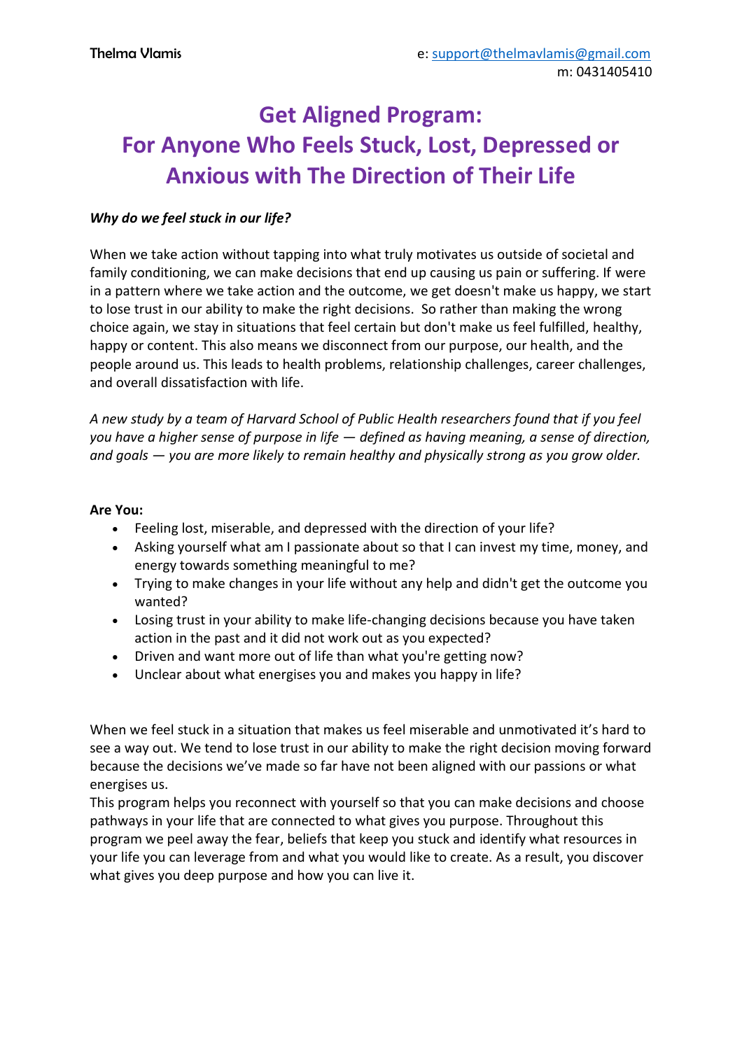Thelma Vlamis

e: support@thelmavlamis@gmail.com
m: 0431405410

# Get Aligned Program: For Anyone Who Feels Stuck, Lost, Depressed or Anxious with The Direction of Their Life

***Why do we feel stuck in our life?***

When we take action without tapping into what truly motivates us outside of societal and family conditioning, we can make decisions that end up causing us pain or suffering. If were in a pattern where we take action and the outcome, we get doesn't make us happy, we start to lose trust in our ability to make the right decisions.  So rather than making the wrong choice again, we stay in situations that feel certain but don't make us feel fulfilled, healthy, happy or content. This also means we disconnect from our purpose, our health, and the people around us. This leads to health problems, relationship challenges, career challenges, and overall dissatisfaction with life.

*A new study by a team of Harvard School of Public Health researchers found that if you feel you have a higher sense of purpose in life — defined as having meaning, a sense of direction, and goals — you are more likely to remain healthy and physically strong as you grow older.*

**Are You:**

- Feeling lost, miserable, and depressed with the direction of your life?
- Asking yourself what am I passionate about so that I can invest my time, money, and energy towards something meaningful to me?
- Trying to make changes in your life without any help and didn't get the outcome you wanted?
- Losing trust in your ability to make life-changing decisions because you have taken action in the past and it did not work out as you expected?
- Driven and want more out of life than what you're getting now?
- Unclear about what energises you and makes you happy in life?

When we feel stuck in a situation that makes us feel miserable and unmotivated it's hard to see a way out. We tend to lose trust in our ability to make the right decision moving forward because the decisions we've made so far have not been aligned with our passions or what energises us.
This program helps you reconnect with yourself so that you can make decisions and choose pathways in your life that are connected to what gives you purpose. Throughout this program we peel away the fear, beliefs that keep you stuck and identify what resources in your life you can leverage from and what you would like to create. As a result, you discover what gives you deep purpose and how you can live it.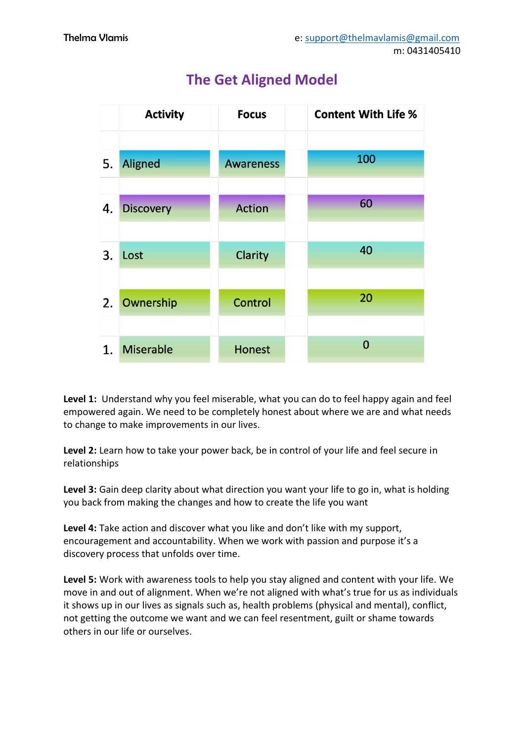# The Get Aligned Model

| | Activity | Focus | Content With Life % |
|---|---|---|---|
| 5. | Aligned | Awareness | 100 |
| 4. | Discovery | Action | 60 |
| 3. | Lost | Clarity | 40 |
| 2. | Ownership | Control | 20 |
| 1. | Miserable | Honest | 0 |

**Level 1:** Understand why you feel miserable, what you can do to feel happy again and feel empowered again. We need to be completely honest about where we are and what needs to change to make improvements in our lives.

**Level 2:** Learn how to take your power back, be in control of your life and feel secure in relationships

**Level 3:** Gain deep clarity about what direction you want your life to go in, what is holding you back from making the changes and how to create the life you want

**Level 4:** Take action and discover what you like and don't like with my support, encouragement and accountability. When we work with passion and purpose it's a discovery process that unfolds over time.

**Level 5:** Work with awareness tools to help you stay aligned and content with your life. We move in and out of alignment. When we're not aligned with what's true for us as individuals it shows up in our lives as signals such as, health problems (physical and mental), conflict, not getting the outcome we want and we can feel resentment, guilt or shame towards others in our life or ourselves.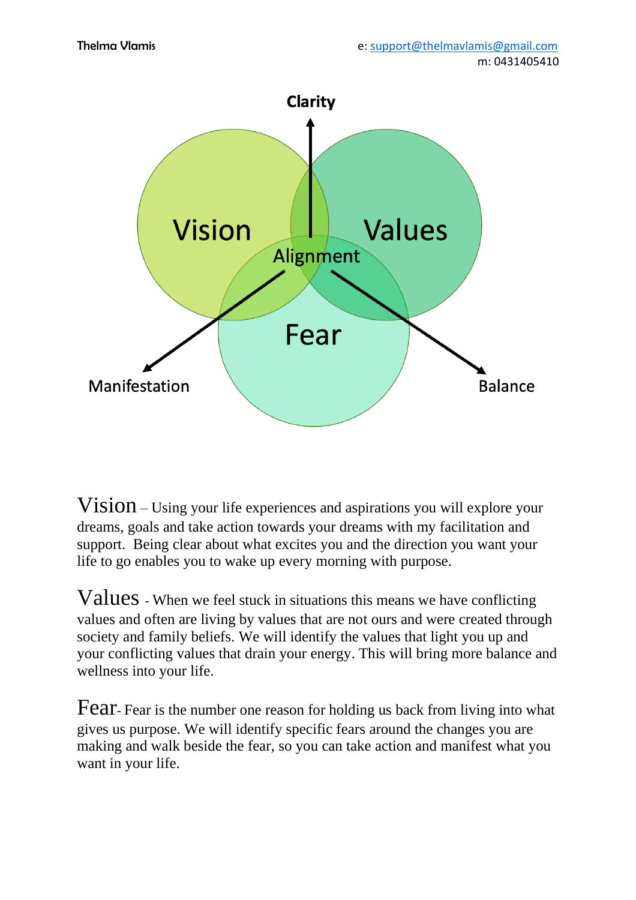Thelma Vlamis

e: support@thelmavlamis@gmail.com
m: 0431405410

Clarity

Vision

Values

Alignment

Fear

Manifestation

Balance

**Vision** – Using your life experiences and aspirations you will explore your dreams, goals and take action towards your dreams with my facilitation and support. Being clear about what excites you and the direction you want your life to go enables you to wake up every morning with purpose.

**Values** - When we feel stuck in situations this means we have conflicting values and often are living by values that are not ours and were created through society and family beliefs. We will identify the values that light you up and your conflicting values that drain your energy. This will bring more balance and wellness into your life.

**Fear**- Fear is the number one reason for holding us back from living into what gives us purpose. We will identify specific fears around the changes you are making and walk beside the fear, so you can take action and manifest what you want in your life.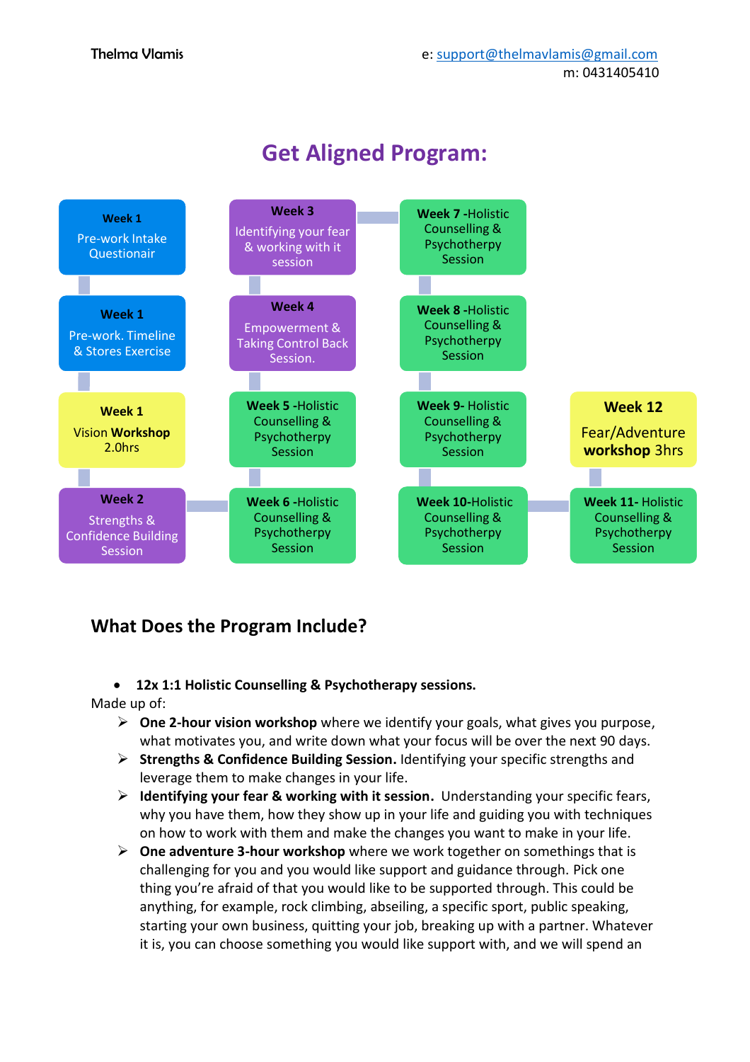Thelma Vlamis

e: support@thelmavlamis@gmail.com
m: 0431405410

# Get Aligned Program:

**Week 1** Pre-work Intake Questionair

**Week 1** Pre-work. Timeline & Stores Exercise

**Week 1** Vision **Workshop** 2.0hrs

**Week 2** Strengths & Confidence Building Session

**Week 3** Identifying your fear & working with it session

**Week 4** Empowerment & Taking Control Back Session.

**Week 5** -Holistic Counselling & Psychotherpy Session

**Week 6** -Holistic Counselling & Psychotherpy Session

**Week 7** -Holistic Counselling & Psychotherpy Session

**Week 8** -Holistic Counselling & Psychotherpy Session

**Week 9-** Holistic Counselling & Psychotherpy Session

**Week 10**-Holistic Counselling & Psychotherpy Session

**Week 11-** Holistic Counselling & Psychotherpy Session

**Week 12** Fear/Adventure **workshop** 3hrs

## What Does the Program Include?

- **12x 1:1 Holistic Counselling & Psychotherapy sessions.**

Made up of:

- **One 2-hour vision workshop** where we identify your goals, what gives you purpose, what motivates you, and write down what your focus will be over the next 90 days.
- **Strengths & Confidence Building Session.** Identifying your specific strengths and leverage them to make changes in your life.
- **Identifying your fear & working with it session.** Understanding your specific fears, why you have them, how they show up in your life and guiding you with techniques on how to work with them and make the changes you want to make in your life.
- **One adventure 3-hour workshop** where we work together on somethings that is challenging for you and you would like support and guidance through. Pick one thing you're afraid of that you would like to be supported through. This could be anything, for example, rock climbing, abseiling, a specific sport, public speaking, starting your own business, quitting your job, breaking up with a partner. Whatever it is, you can choose something you would like support with, and we will spend an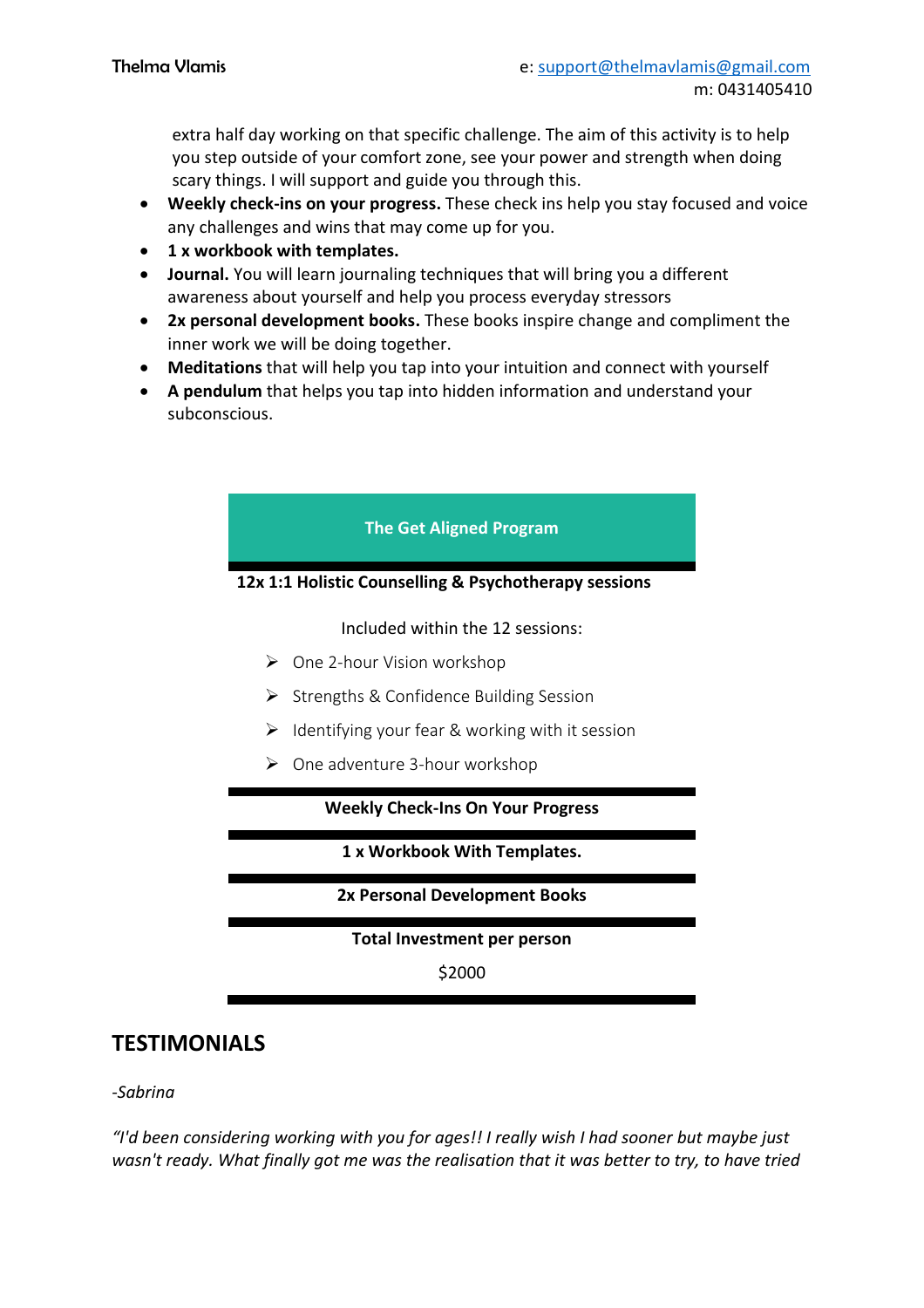extra half day working on that specific challenge. The aim of this activity is to help you step outside of your comfort zone, see your power and strength when doing scary things. I will support and guide you through this.

- **Weekly check-ins on your progress.** These check ins help you stay focused and voice any challenges and wins that may come up for you.
- **1 x workbook with templates.**
- **Journal.** You will learn journaling techniques that will bring you a different awareness about yourself and help you process everyday stressors
- **2x personal development books.** These books inspire change and compliment the inner work we will be doing together.
- **Meditations** that will help you tap into your intuition and connect with yourself
- **A pendulum** that helps you tap into hidden information and understand your subconscious.

| **The Get Aligned Program** |
|---|
| **12x 1:1 Holistic Counselling & Psychotherapy sessions**<br><br>Included within the 12 sessions:<br>➢ One 2-hour Vision workshop<br>➢ Strengths & Confidence Building Session<br>➢ Identifying your fear & working with it session<br>➢ One adventure 3-hour workshop |
| **Weekly Check-Ins On Your Progress** |
| **1 x Workbook With Templates.** |
| **2x Personal Development Books** |
| **Total Investment per person**<br><br>$2000 |

## TESTIMONIALS

*-Sabrina*

*"I'd been considering working with you for ages!! I really wish I had sooner but maybe just wasn't ready. What finally got me was the realisation that it was better to try, to have tried*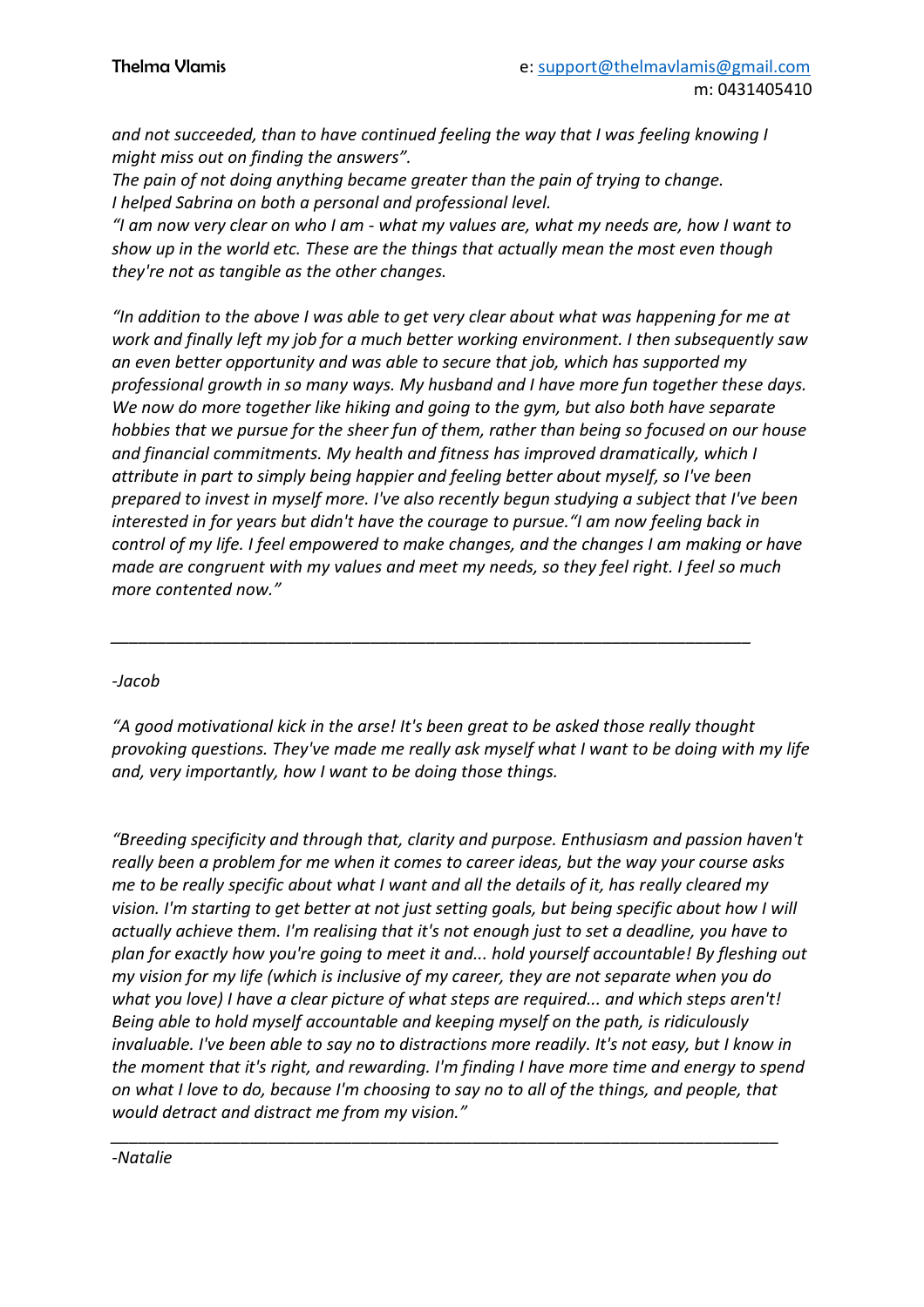*and not succeeded, than to have continued feeling the way that I was feeling knowing I might miss out on finding the answers".*
*The pain of not doing anything became greater than the pain of trying to change.*
*I helped Sabrina on both a personal and professional level.*
*"I am now very clear on who I am - what my values are, what my needs are, how I want to show up in the world etc. These are the things that actually mean the most even though they're not as tangible as the other changes.*

*"In addition to the above I was able to get very clear about what was happening for me at work and finally left my job for a much better working environment. I then subsequently saw an even better opportunity and was able to secure that job, which has supported my professional growth in so many ways. My husband and I have more fun together these days. We now do more together like hiking and going to the gym, but also both have separate hobbies that we pursue for the sheer fun of them, rather than being so focused on our house and financial commitments. My health and fitness has improved dramatically, which I attribute in part to simply being happier and feeling better about myself, so I've been prepared to invest in myself more. I've also recently begun studying a subject that I've been interested in for years but didn't have the courage to pursue."I am now feeling back in control of my life. I feel empowered to make changes, and the changes I am making or have made are congruent with my values and meet my needs, so they feel right. I feel so much more contented now."*

---

*-Jacob*

*"A good motivational kick in the arse! It's been great to be asked those really thought provoking questions. They've made me really ask myself what I want to be doing with my life and, very importantly, how I want to be doing those things.*

*"Breeding specificity and through that, clarity and purpose. Enthusiasm and passion haven't really been a problem for me when it comes to career ideas, but the way your course asks me to be really specific about what I want and all the details of it, has really cleared my vision. I'm starting to get better at not just setting goals, but being specific about how I will actually achieve them. I'm realising that it's not enough just to set a deadline, you have to plan for exactly how you're going to meet it and... hold yourself accountable! By fleshing out my vision for my life (which is inclusive of my career, they are not separate when you do what you love) I have a clear picture of what steps are required... and which steps aren't! Being able to hold myself accountable and keeping myself on the path, is ridiculously invaluable. I've been able to say no to distractions more readily. It's not easy, but I know in the moment that it's right, and rewarding. I'm finding I have more time and energy to spend on what I love to do, because I'm choosing to say no to all of the things, and people, that would detract and distract me from my vision."*

---

*-Natalie*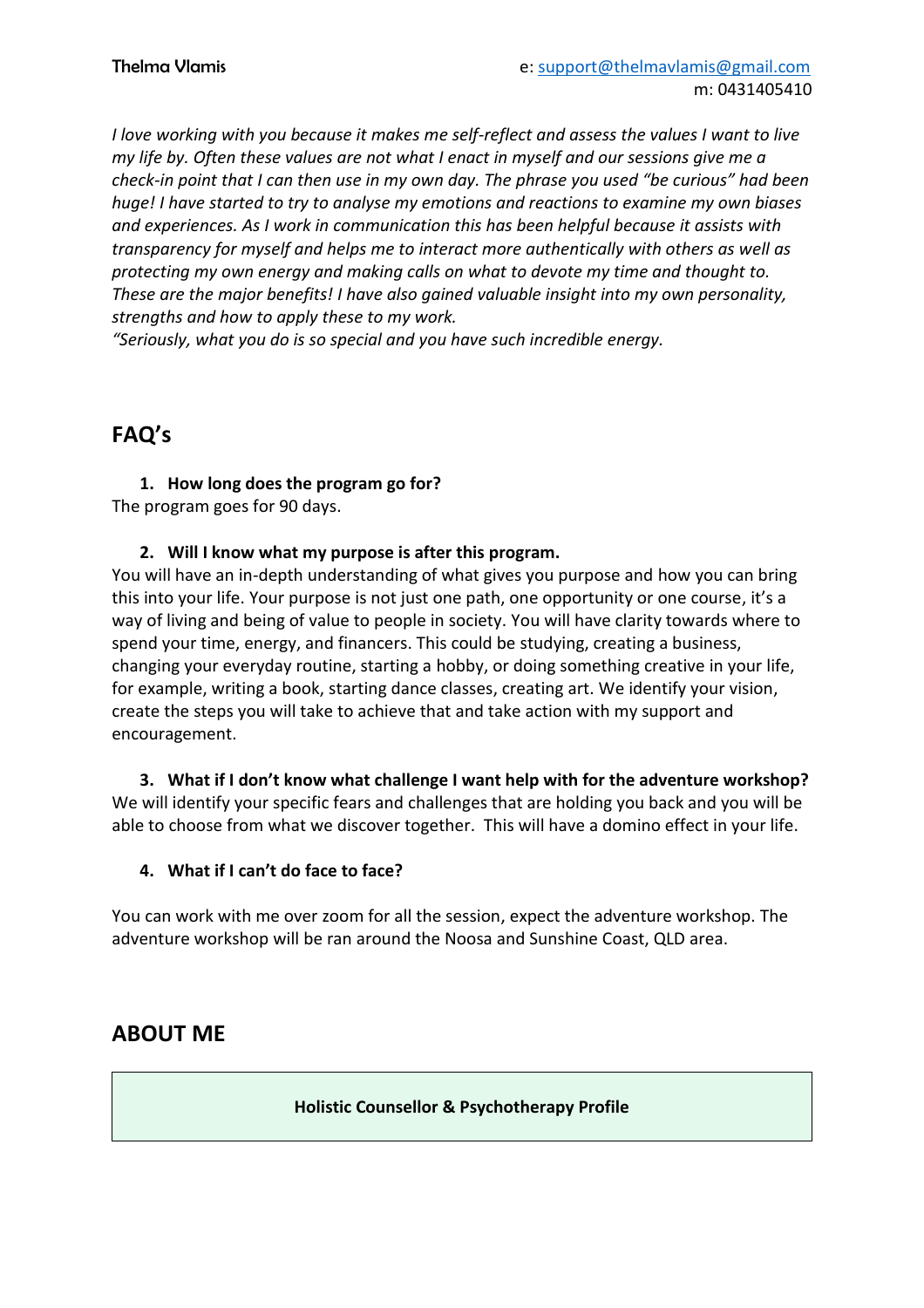*I love working with you because it makes me self-reflect and assess the values I want to live my life by. Often these values are not what I enact in myself and our sessions give me a check-in point that I can then use in my own day. The phrase you used "be curious" had been huge! I have started to try to analyse my emotions and reactions to examine my own biases and experiences. As I work in communication this has been helpful because it assists with transparency for myself and helps me to interact more authentically with others as well as protecting my own energy and making calls on what to devote my time and thought to. These are the major benefits! I have also gained valuable insight into my own personality, strengths and how to apply these to my work.*
*"Seriously, what you do is so special and you have such incredible energy.*

## FAQ's

1. **How long does the program go for?**

The program goes for 90 days.

2. **Will I know what my purpose is after this program.**

You will have an in-depth understanding of what gives you purpose and how you can bring this into your life. Your purpose is not just one path, one opportunity or one course, it's a way of living and being of value to people in society. You will have clarity towards where to spend your time, energy, and financers. This could be studying, creating a business, changing your everyday routine, starting a hobby, or doing something creative in your life, for example, writing a book, starting dance classes, creating art. We identify your vision, create the steps you will take to achieve that and take action with my support and encouragement.

3. **What if I don't know what challenge I want help with for the adventure workshop?**

We will identify your specific fears and challenges that are holding you back and you will be able to choose from what we discover together. This will have a domino effect in your life.

4. **What if I can't do face to face?**

You can work with me over zoom for all the session, expect the adventure workshop. The adventure workshop will be ran around the Noosa and Sunshine Coast, QLD area.

## ABOUT ME

**Holistic Counsellor & Psychotherapy Profile**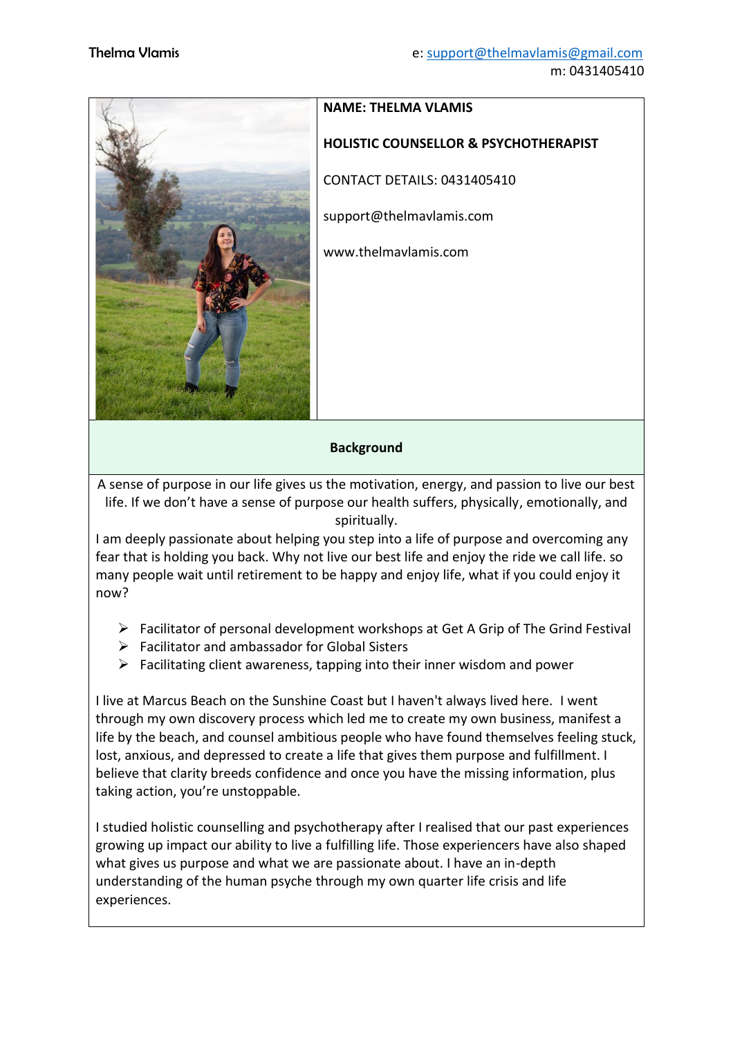Thelma Vlamis

e: support@thelmavlamis@gmail.com
m: 0431405410

**NAME: THELMA VLAMIS**

**HOLISTIC COUNSELLOR & PSYCHOTHERAPIST**

CONTACT DETAILS: 0431405410

support@thelmavlamis.com

www.thelmavlamis.com

## Background

A sense of purpose in our life gives us the motivation, energy, and passion to live our best life. If we don't have a sense of purpose our health suffers, physically, emotionally, and spiritually.

I am deeply passionate about helping you step into a life of purpose and overcoming any fear that is holding you back. Why not live our best life and enjoy the ride we call life. so many people wait until retirement to be happy and enjoy life, what if you could enjoy it now?

- Facilitator of personal development workshops at Get A Grip of The Grind Festival
- Facilitator and ambassador for Global Sisters
- Facilitating client awareness, tapping into their inner wisdom and power

I live at Marcus Beach on the Sunshine Coast but I haven't always lived here. I went through my own discovery process which led me to create my own business, manifest a life by the beach, and counsel ambitious people who have found themselves feeling stuck, lost, anxious, and depressed to create a life that gives them purpose and fulfillment. I believe that clarity breeds confidence and once you have the missing information, plus taking action, you're unstoppable.

I studied holistic counselling and psychotherapy after I realised that our past experiences growing up impact our ability to live a fulfilling life. Those experiencers have also shaped what gives us purpose and what we are passionate about. I have an in-depth understanding of the human psyche through my own quarter life crisis and life experiences.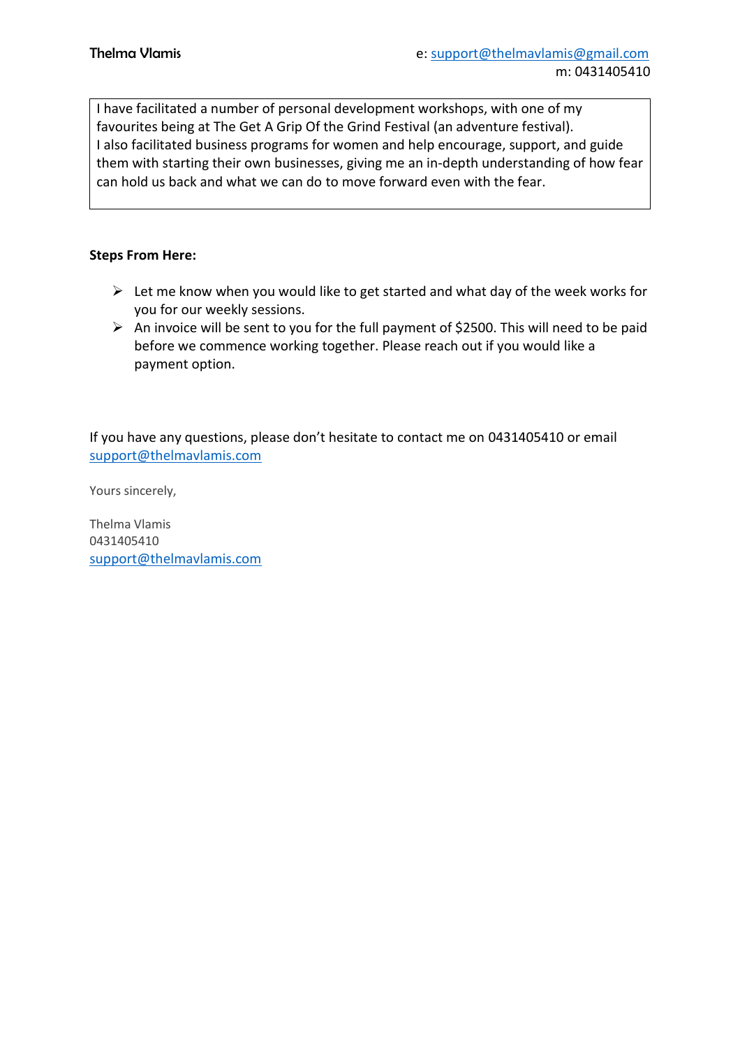**Thelma Vlamis**

e: support@thelmavlamis@gmail.com
m: 0431405410

I have facilitated a number of personal development workshops, with one of my favourites being at The Get A Grip Of the Grind Festival (an adventure festival).
I also facilitated business programs for women and help encourage, support, and guide them with starting their own businesses, giving me an in-depth understanding of how fear can hold us back and what we can do to move forward even with the fear.

**Steps From Here:**

- Let me know when you would like to get started and what day of the week works for you for our weekly sessions.
- An invoice will be sent to you for the full payment of $2500. This will need to be paid before we commence working together. Please reach out if you would like a payment option.

If you have any questions, please don't hesitate to contact me on 0431405410 or email support@thelmavlamis.com

Yours sincerely,

Thelma Vlamis
0431405410
support@thelmavlamis.com